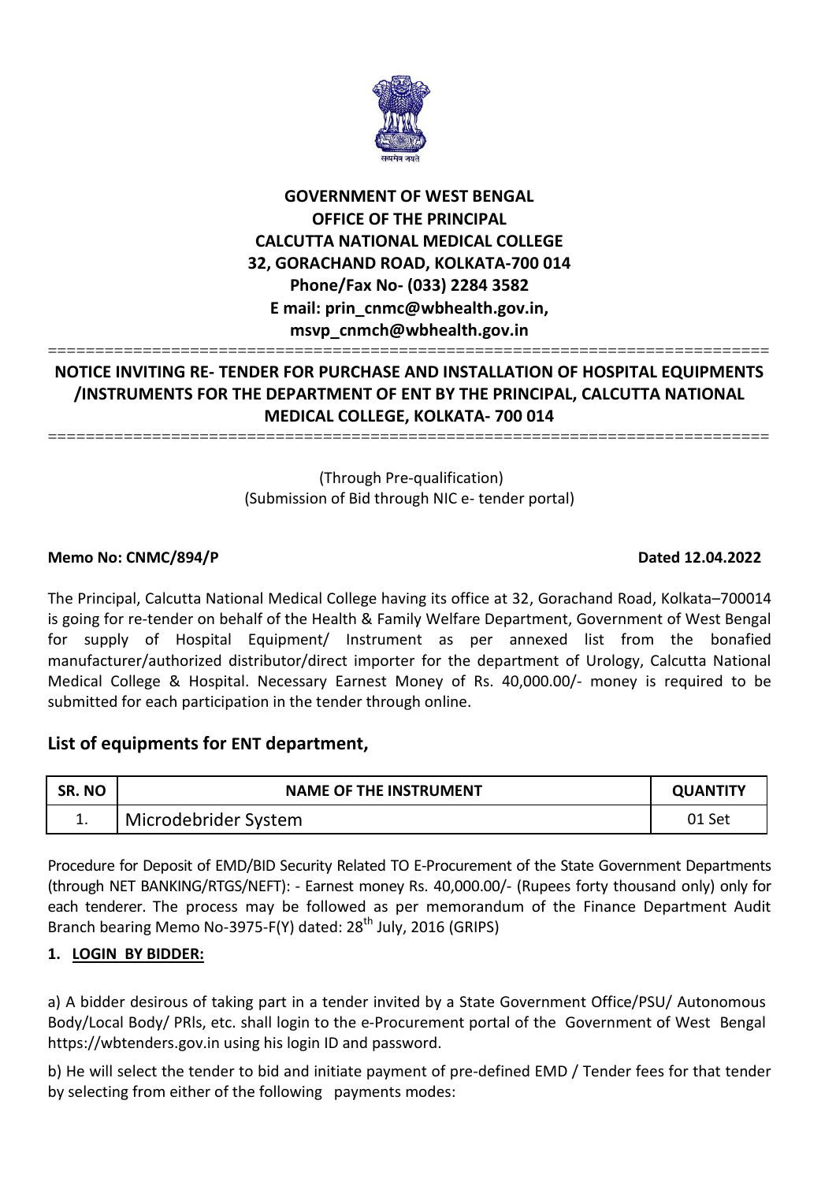**GOVERNMENT OF WEST BENGAL**
**OFFICE OF THE PRINCIPAL**
**CALCUTTA NATIONAL MEDICAL COLLEGE**
**32, GORACHAND ROAD, KOLKATA-700 014**
**Phone/Fax No- (033) 2284 3582**
**E mail: prin_cnmc@wbhealth.gov.in,**
**msvp_cnmch@wbhealth.gov.in**

## NOTICE INVITING RE- TENDER FOR PURCHASE AND INSTALLATION OF HOSPITAL EQUIPMENTS /INSTRUMENTS FOR THE DEPARTMENT OF ENT BY THE PRINCIPAL, CALCUTTA NATIONAL MEDICAL COLLEGE, KOLKATA- 700 014

(Through Pre-qualification)
(Submission of Bid through NIC e- tender portal)

**Memo No: CNMC/894/P** **Dated 12.04.2022**

The Principal, Calcutta National Medical College having its office at 32, Gorachand Road, Kolkata–700014 is going for re-tender on behalf of the Health & Family Welfare Department, Government of West Bengal for supply of Hospital Equipment/ Instrument as per annexed list from the bonafied manufacturer/authorized distributor/direct importer for the department of Urology, Calcutta National Medical College & Hospital. Necessary Earnest Money of Rs. 40,000.00/- money is required to be submitted for each participation in the tender through online.

## List of equipments for ENT department,

| SR. NO | NAME OF THE INSTRUMENT | QUANTITY |
|---|---|---|
| 1. | Microdebrider System | 01 Set |

Procedure for Deposit of EMD/BID Security Related TO E-Procurement of the State Government Departments (through NET BANKING/RTGS/NEFT): - Earnest money Rs. 40,000.00/- (Rupees forty thousand only) only for each tenderer. The process may be followed as per memorandum of the Finance Department Audit Branch bearing Memo No-3975-F(Y) dated: 28th July, 2016 (GRIPS)

### 1. LOGIN BY BIDDER:

a) A bidder desirous of taking part in a tender invited by a State Government Office/PSU/ Autonomous Body/Local Body/ PRIs, etc. shall login to the e-Procurement portal of the Government of West Bengal https://wbtenders.gov.in using his login ID and password.

b) He will select the tender to bid and initiate payment of pre-defined EMD / Tender fees for that tender by selecting from either of the following payments modes: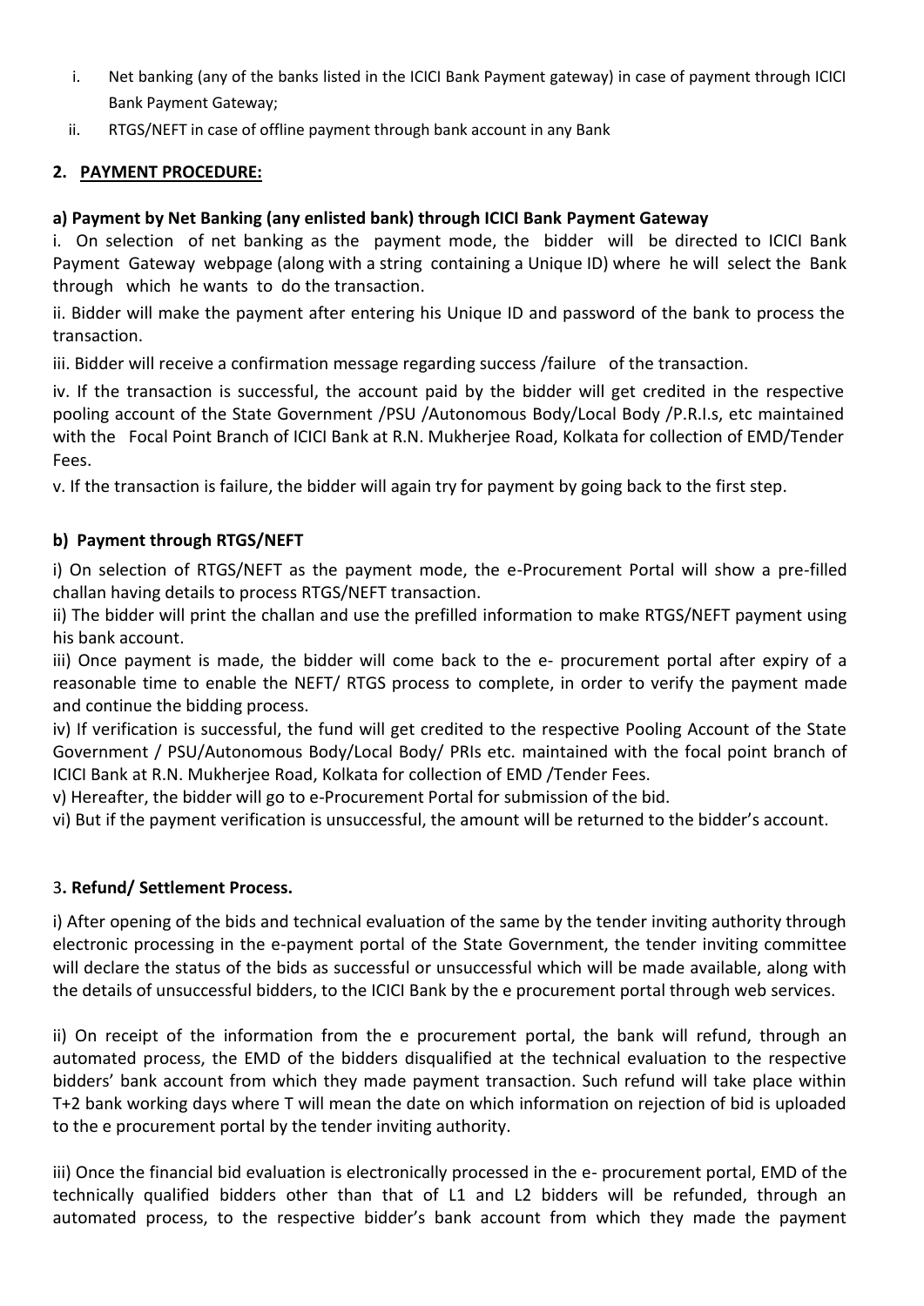i. Net banking (any of the banks listed in the ICICI Bank Payment gateway) in case of payment through ICICI Bank Payment Gateway;

ii. RTGS/NEFT in case of offline payment through bank account in any Bank

**2. PAYMENT PROCEDURE:**

**a) Payment by Net Banking (any enlisted bank) through ICICI Bank Payment Gateway**

i. On selection of net banking as the payment mode, the bidder will be directed to ICICI Bank Payment Gateway webpage (along with a string containing a Unique ID) where he will select the Bank through which he wants to do the transaction.

ii. Bidder will make the payment after entering his Unique ID and password of the bank to process the transaction.

iii. Bidder will receive a confirmation message regarding success /failure of the transaction.

iv. If the transaction is successful, the account paid by the bidder will get credited in the respective pooling account of the State Government /PSU /Autonomous Body/Local Body /P.R.I.s, etc maintained with the Focal Point Branch of ICICI Bank at R.N. Mukherjee Road, Kolkata for collection of EMD/Tender Fees.

v. If the transaction is failure, the bidder will again try for payment by going back to the first step.

**b) Payment through RTGS/NEFT**

i) On selection of RTGS/NEFT as the payment mode, the e-Procurement Portal will show a pre-filled challan having details to process RTGS/NEFT transaction.

ii) The bidder will print the challan and use the prefilled information to make RTGS/NEFT payment using his bank account.

iii) Once payment is made, the bidder will come back to the e- procurement portal after expiry of a reasonable time to enable the NEFT/ RTGS process to complete, in order to verify the payment made and continue the bidding process.

iv) If verification is successful, the fund will get credited to the respective Pooling Account of the State Government / PSU/Autonomous Body/Local Body/ PRIs etc. maintained with the focal point branch of ICICI Bank at R.N. Mukherjee Road, Kolkata for collection of EMD /Tender Fees.

v) Hereafter, the bidder will go to e-Procurement Portal for submission of the bid.

vi) But if the payment verification is unsuccessful, the amount will be returned to the bidder's account.

3**. Refund/ Settlement Process.**

i) After opening of the bids and technical evaluation of the same by the tender inviting authority through electronic processing in the e-payment portal of the State Government, the tender inviting committee will declare the status of the bids as successful or unsuccessful which will be made available, along with the details of unsuccessful bidders, to the ICICI Bank by the e procurement portal through web services.

ii) On receipt of the information from the e procurement portal, the bank will refund, through an automated process, the EMD of the bidders disqualified at the technical evaluation to the respective bidders' bank account from which they made payment transaction. Such refund will take place within T+2 bank working days where T will mean the date on which information on rejection of bid is uploaded to the e procurement portal by the tender inviting authority.

iii) Once the financial bid evaluation is electronically processed in the e- procurement portal, EMD of the technically qualified bidders other than that of L1 and L2 bidders will be refunded, through an automated process, to the respective bidder's bank account from which they made the payment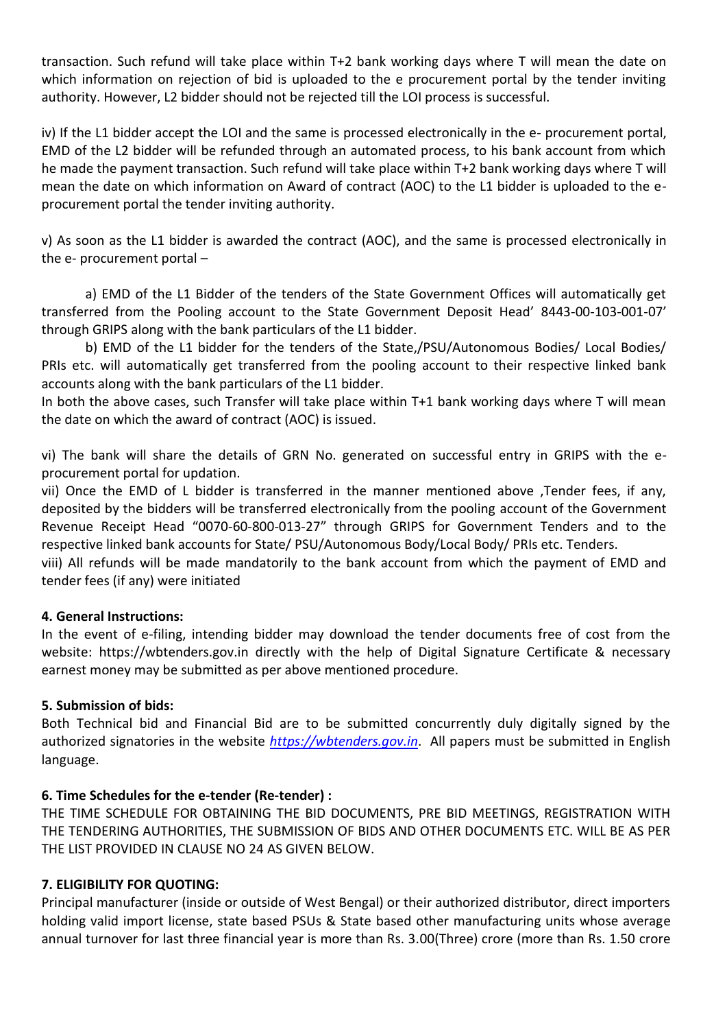transaction. Such refund will take place within T+2 bank working days where T will mean the date on which information on rejection of bid is uploaded to the e procurement portal by the tender inviting authority. However, L2 bidder should not be rejected till the LOI process is successful.

iv) If the L1 bidder accept the LOI and the same is processed electronically in the e- procurement portal, EMD of the L2 bidder will be refunded through an automated process, to his bank account from which he made the payment transaction. Such refund will take place within T+2 bank working days where T will mean the date on which information on Award of contract (AOC) to the L1 bidder is uploaded to the e-procurement portal the tender inviting authority.

v) As soon as the L1 bidder is awarded the contract (AOC), and the same is processed electronically in the e- procurement portal –

a) EMD of the L1 Bidder of the tenders of the State Government Offices will automatically get transferred from the Pooling account to the State Government Deposit Head' 8443-00-103-001-07' through GRIPS along with the bank particulars of the L1 bidder.

b) EMD of the L1 bidder for the tenders of the State,/PSU/Autonomous Bodies/ Local Bodies/ PRIs etc. will automatically get transferred from the pooling account to their respective linked bank accounts along with the bank particulars of the L1 bidder.

In both the above cases, such Transfer will take place within T+1 bank working days where T will mean the date on which the award of contract (AOC) is issued.

vi) The bank will share the details of GRN No. generated on successful entry in GRIPS with the e-procurement portal for updation.

vii) Once the EMD of L bidder is transferred in the manner mentioned above ,Tender fees, if any, deposited by the bidders will be transferred electronically from the pooling account of the Government Revenue Receipt Head "0070-60-800-013-27" through GRIPS for Government Tenders and to the respective linked bank accounts for State/ PSU/Autonomous Body/Local Body/ PRIs etc. Tenders.

viii) All refunds will be made mandatorily to the bank account from which the payment of EMD and tender fees (if any) were initiated

**4. General Instructions:**

In the event of e-filing, intending bidder may download the tender documents free of cost from the website: https://wbtenders.gov.in directly with the help of Digital Signature Certificate & necessary earnest money may be submitted as per above mentioned procedure.

**5. Submission of bids:**

Both Technical bid and Financial Bid are to be submitted concurrently duly digitally signed by the authorized signatories in the website *https://wbtenders.gov.in*. All papers must be submitted in English language.

**6. Time Schedules for the e-tender (Re-tender) :**

THE TIME SCHEDULE FOR OBTAINING THE BID DOCUMENTS, PRE BID MEETINGS, REGISTRATION WITH THE TENDERING AUTHORITIES, THE SUBMISSION OF BIDS AND OTHER DOCUMENTS ETC. WILL BE AS PER THE LIST PROVIDED IN CLAUSE NO 24 AS GIVEN BELOW.

**7. ELIGIBILITY FOR QUOTING:**

Principal manufacturer (inside or outside of West Bengal) or their authorized distributor, direct importers holding valid import license, state based PSUs & State based other manufacturing units whose average annual turnover for last three financial year is more than Rs. 3.00(Three) crore (more than Rs. 1.50 crore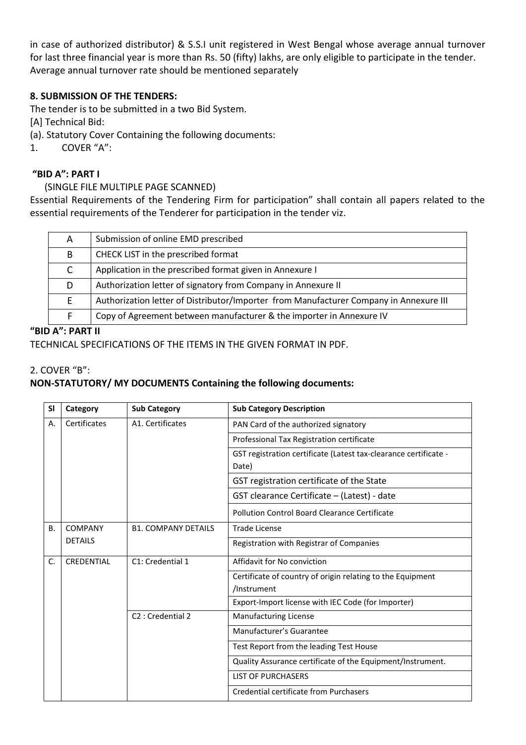in case of authorized distributor) & S.S.I unit registered in West Bengal whose average annual turnover for last three financial year is more than Rs. 50 (fifty) lakhs, are only eligible to participate in the tender. Average annual turnover rate should be mentioned separately

**8. SUBMISSION OF THE TENDERS:**

The tender is to be submitted in a two Bid System.

[A] Technical Bid:

(a). Statutory Cover Containing the following documents:

1. COVER "A":

**"BID A": PART I**

(SINGLE FILE MULTIPLE PAGE SCANNED)

Essential Requirements of the Tendering Firm for participation" shall contain all papers related to the essential requirements of the Tenderer for participation in the tender viz.

| | |
|---|---|
| A | Submission of online EMD prescribed |
| B | CHECK LIST in the prescribed format |
| C | Application in the prescribed format given in Annexure I |
| D | Authorization letter of signatory from Company in Annexure II |
| E | Authorization letter of Distributor/Importer from Manufacturer Company in Annexure III |
| F | Copy of Agreement between manufacturer & the importer in Annexure IV |

**"BID A": PART II**

TECHNICAL SPECIFICATIONS OF THE ITEMS IN THE GIVEN FORMAT IN PDF.

2. COVER "B":

**NON-STATUTORY/ MY DOCUMENTS Containing the following documents:**

| Sl | Category | Sub Category | Sub Category Description |
|---|---|---|---|
| A. | Certificates | A1. Certificates | PAN Card of the authorized signatory |
| | | | Professional Tax Registration certificate |
| | | | GST registration certificate (Latest tax-clearance certificate - Date) |
| | | | GST registration certificate of the State |
| | | | GST clearance Certificate – (Latest) - date |
| | | | Pollution Control Board Clearance Certificate |
| B. | COMPANY DETAILS | B1. COMPANY DETAILS | Trade License |
| | | | Registration with Registrar of Companies |
| C. | CREDENTIAL | C1: Credential 1 | Affidavit for No conviction |
| | | | Certificate of country of origin relating to the Equipment /Instrument |
| | | | Export-Import license with IEC Code (for Importer) |
| | | C2 : Credential 2 | Manufacturing License |
| | | | Manufacturer's Guarantee |
| | | | Test Report from the leading Test House |
| | | | Quality Assurance certificate of the Equipment/Instrument. |
| | | | LIST OF PURCHASERS |
| | | | Credential certificate from Purchasers |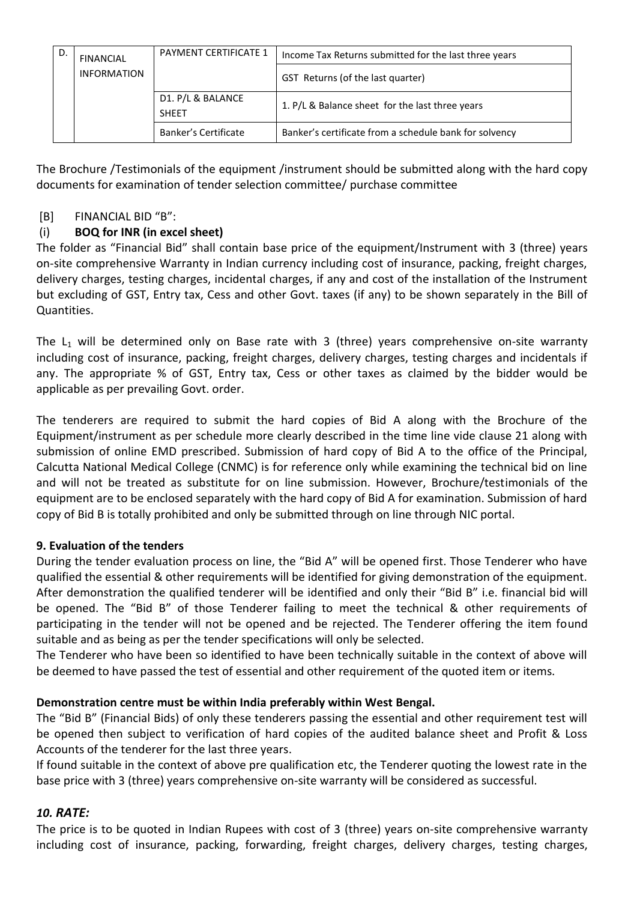| D. | FINANCIAL INFORMATION | PAYMENT CERTIFICATE 1 | Income Tax Returns submitted for the last three years |
|---|---|---|---|
| | | | GST Returns (of the last quarter) |
| | | D1. P/L & BALANCE SHEET | 1. P/L & Balance sheet for the last three years |
| | | Banker's Certificate | Banker's certificate from a schedule bank for solvency |

The Brochure /Testimonials of the equipment /instrument should be submitted along with the hard copy documents for examination of tender selection committee/ purchase committee

[B] FINANCIAL BID "B":

(i) **BOQ for INR (in excel sheet)**

The folder as "Financial Bid" shall contain base price of the equipment/Instrument with 3 (three) years on-site comprehensive Warranty in Indian currency including cost of insurance, packing, freight charges, delivery charges, testing charges, incidental charges, if any and cost of the installation of the Instrument but excluding of GST, Entry tax, Cess and other Govt. taxes (if any) to be shown separately in the Bill of Quantities.

The $L_1$ will be determined only on Base rate with 3 (three) years comprehensive on-site warranty including cost of insurance, packing, freight charges, delivery charges, testing charges and incidentals if any. The appropriate % of GST, Entry tax, Cess or other taxes as claimed by the bidder would be applicable as per prevailing Govt. order.

The tenderers are required to submit the hard copies of Bid A along with the Brochure of the Equipment/instrument as per schedule more clearly described in the time line vide clause 21 along with submission of online EMD prescribed. Submission of hard copy of Bid A to the office of the Principal, Calcutta National Medical College (CNMC) is for reference only while examining the technical bid on line and will not be treated as substitute for on line submission. However, Brochure/testimonials of the equipment are to be enclosed separately with the hard copy of Bid A for examination. Submission of hard copy of Bid B is totally prohibited and only be submitted through on line through NIC portal.

**9. Evaluation of the tenders**

During the tender evaluation process on line, the "Bid A" will be opened first. Those Tenderer who have qualified the essential & other requirements will be identified for giving demonstration of the equipment. After demonstration the qualified tenderer will be identified and only their "Bid B" i.e. financial bid will be opened. The "Bid B" of those Tenderer failing to meet the technical & other requirements of participating in the tender will not be opened and be rejected. The Tenderer offering the item found suitable and as being as per the tender specifications will only be selected.

The Tenderer who have been so identified to have been technically suitable in the context of above will be deemed to have passed the test of essential and other requirement of the quoted item or items.

**Demonstration centre must be within India preferably within West Bengal.**

The "Bid B" (Financial Bids) of only these tenderers passing the essential and other requirement test will be opened then subject to verification of hard copies of the audited balance sheet and Profit & Loss Accounts of the tenderer for the last three years.

If found suitable in the context of above pre qualification etc, the Tenderer quoting the lowest rate in the base price with 3 (three) years comprehensive on-site warranty will be considered as successful.

***10. RATE:***

The price is to be quoted in Indian Rupees with cost of 3 (three) years on-site comprehensive warranty including cost of insurance, packing, forwarding, freight charges, delivery charges, testing charges,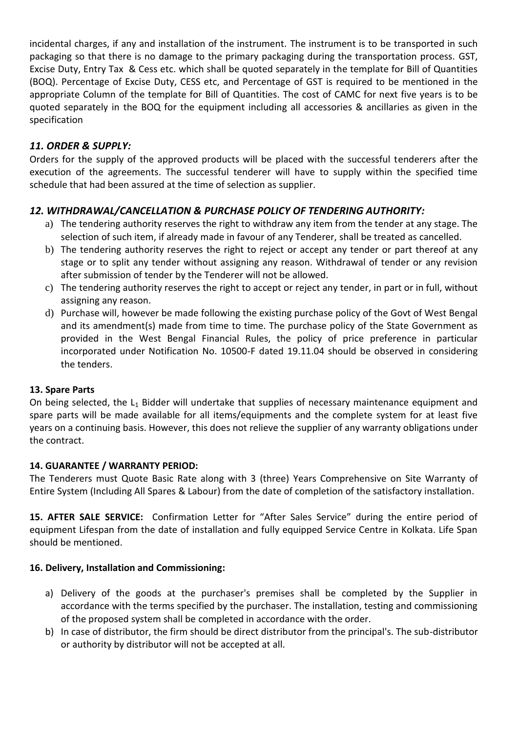incidental charges, if any and installation of the instrument. The instrument is to be transported in such packaging so that there is no damage to the primary packaging during the transportation process. GST, Excise Duty, Entry Tax & Cess etc. which shall be quoted separately in the template for Bill of Quantities (BOQ). Percentage of Excise Duty, CESS etc, and Percentage of GST is required to be mentioned in the appropriate Column of the template for Bill of Quantities. The cost of CAMC for next five years is to be quoted separately in the BOQ for the equipment including all accessories & ancillaries as given in the specification

### *11. ORDER & SUPPLY:*

Orders for the supply of the approved products will be placed with the successful tenderers after the execution of the agreements. The successful tenderer will have to supply within the specified time schedule that had been assured at the time of selection as supplier.

### *12. WITHDRAWAL/CANCELLATION & PURCHASE POLICY OF TENDERING AUTHORITY:*

a) The tendering authority reserves the right to withdraw any item from the tender at any stage. The selection of such item, if already made in favour of any Tenderer, shall be treated as cancelled.
b) The tendering authority reserves the right to reject or accept any tender or part thereof at any stage or to split any tender without assigning any reason. Withdrawal of tender or any revision after submission of tender by the Tenderer will not be allowed.
c) The tendering authority reserves the right to accept or reject any tender, in part or in full, without assigning any reason.
d) Purchase will, however be made following the existing purchase policy of the Govt of West Bengal and its amendment(s) made from time to time. The purchase policy of the State Government as provided in the West Bengal Financial Rules, the policy of price preference in particular incorporated under Notification No. 10500-F dated 19.11.04 should be observed in considering the tenders.

**13. Spare Parts**

On being selected, the $L_1$ Bidder will undertake that supplies of necessary maintenance equipment and spare parts will be made available for all items/equipments and the complete system for at least five years on a continuing basis. However, this does not relieve the supplier of any warranty obligations under the contract.

**14. GUARANTEE / WARRANTY PERIOD:**

The Tenderers must Quote Basic Rate along with 3 (three) Years Comprehensive on Site Warranty of Entire System (Including All Spares & Labour) from the date of completion of the satisfactory installation.

**15. AFTER SALE SERVICE:** Confirmation Letter for "After Sales Service" during the entire period of equipment Lifespan from the date of installation and fully equipped Service Centre in Kolkata. Life Span should be mentioned.

**16. Delivery, Installation and Commissioning:**

a) Delivery of the goods at the purchaser's premises shall be completed by the Supplier in accordance with the terms specified by the purchaser. The installation, testing and commissioning of the proposed system shall be completed in accordance with the order.
b) In case of distributor, the firm should be direct distributor from the principal's. The sub-distributor or authority by distributor will not be accepted at all.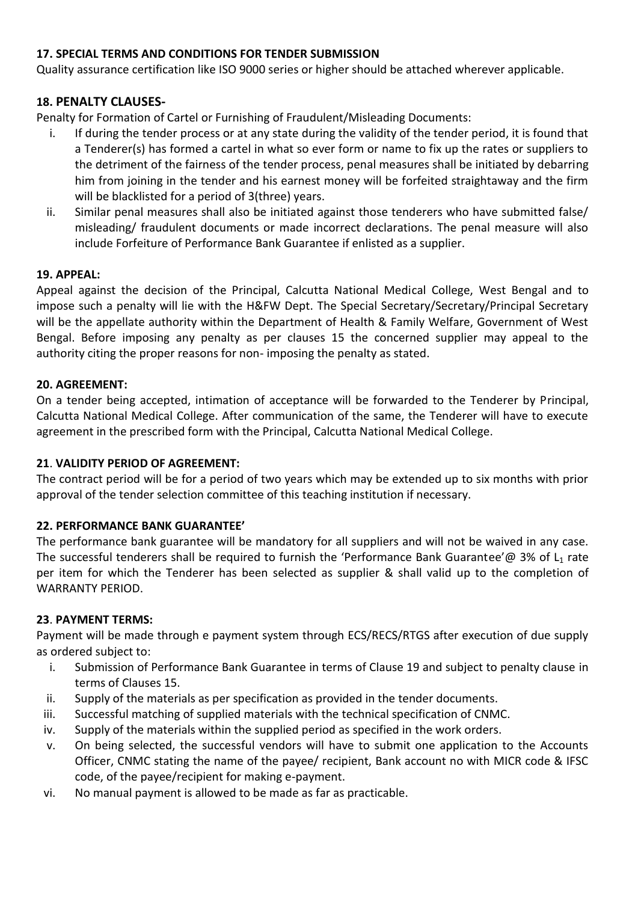**17. SPECIAL TERMS AND CONDITIONS FOR TENDER SUBMISSION**

Quality assurance certification like ISO 9000 series or higher should be attached wherever applicable.

**18. PENALTY CLAUSES-**

Penalty for Formation of Cartel or Furnishing of Fraudulent/Misleading Documents:

i. If during the tender process or at any state during the validity of the tender period, it is found that a Tenderer(s) has formed a cartel in what so ever form or name to fix up the rates or suppliers to the detriment of the fairness of the tender process, penal measures shall be initiated by debarring him from joining in the tender and his earnest money will be forfeited straightaway and the firm will be blacklisted for a period of 3(three) years.

ii. Similar penal measures shall also be initiated against those tenderers who have submitted false/ misleading/ fraudulent documents or made incorrect declarations. The penal measure will also include Forfeiture of Performance Bank Guarantee if enlisted as a supplier.

**19. APPEAL:**

Appeal against the decision of the Principal, Calcutta National Medical College, West Bengal and to impose such a penalty will lie with the H&FW Dept. The Special Secretary/Secretary/Principal Secretary will be the appellate authority within the Department of Health & Family Welfare, Government of West Bengal. Before imposing any penalty as per clauses 15 the concerned supplier may appeal to the authority citing the proper reasons for non- imposing the penalty as stated.

**20. AGREEMENT:**

On a tender being accepted, intimation of acceptance will be forwarded to the Tenderer by Principal, Calcutta National Medical College. After communication of the same, the Tenderer will have to execute agreement in the prescribed form with the Principal, Calcutta National Medical College.

**21. VALIDITY PERIOD OF AGREEMENT:**

The contract period will be for a period of two years which may be extended up to six months with prior approval of the tender selection committee of this teaching institution if necessary.

**22. PERFORMANCE BANK GUARANTEE'**

The performance bank guarantee will be mandatory for all suppliers and will not be waived in any case. The successful tenderers shall be required to furnish the 'Performance Bank Guarantee'@ 3% of $L_1$ rate per item for which the Tenderer has been selected as supplier & shall valid up to the completion of WARRANTY PERIOD.

**23. PAYMENT TERMS:**

Payment will be made through e payment system through ECS/RECS/RTGS after execution of due supply as ordered subject to:

i. Submission of Performance Bank Guarantee in terms of Clause 19 and subject to penalty clause in terms of Clauses 15.
ii. Supply of the materials as per specification as provided in the tender documents.
iii. Successful matching of supplied materials with the technical specification of CNMC.
iv. Supply of the materials within the supplied period as specified in the work orders.
v. On being selected, the successful vendors will have to submit one application to the Accounts Officer, CNMC stating the name of the payee/ recipient, Bank account no with MICR code & IFSC code, of the payee/recipient for making e-payment.
vi. No manual payment is allowed to be made as far as practicable.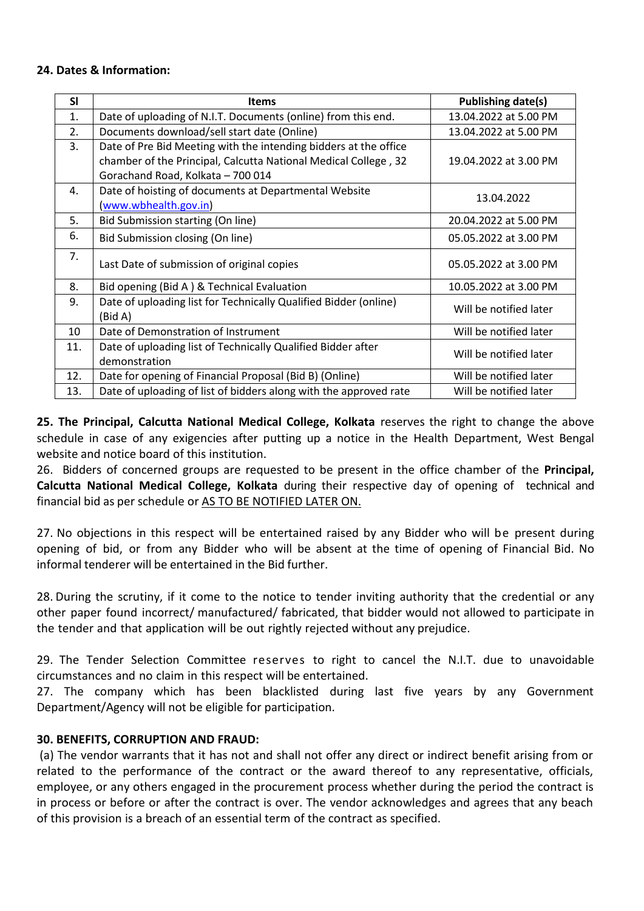**24. Dates & Information:**

| Sl | Items | Publishing date(s) |
|---|---|---|
| 1. | Date of uploading of N.I.T. Documents (online) from this end. | 13.04.2022 at 5.00 PM |
| 2. | Documents download/sell start date (Online) | 13.04.2022 at 5.00 PM |
| 3. | Date of Pre Bid Meeting with the intending bidders at the office chamber of the Principal, Calcutta National Medical College , 32 Gorachand Road, Kolkata – 700 014 | 19.04.2022 at 3.00 PM |
| 4. | Date of hoisting of documents at Departmental Website (www.wbhealth.gov.in) | 13.04.2022 |
| 5. | Bid Submission starting (On line) | 20.04.2022 at 5.00 PM |
| 6. | Bid Submission closing (On line) | 05.05.2022 at 3.00 PM |
| 7. | Last Date of submission of original copies | 05.05.2022 at 3.00 PM |
| 8. | Bid opening (Bid A ) & Technical Evaluation | 10.05.2022 at 3.00 PM |
| 9. | Date of uploading list for Technically Qualified Bidder (online) (Bid A) | Will be notified later |
| 10 | Date of Demonstration of Instrument | Will be notified later |
| 11. | Date of uploading list of Technically Qualified Bidder after demonstration | Will be notified later |
| 12. | Date for opening of Financial Proposal (Bid B) (Online) | Will be notified later |
| 13. | Date of uploading of list of bidders along with the approved rate | Will be notified later |

**25. The Principal, Calcutta National Medical College, Kolkata** reserves the right to change the above schedule in case of any exigencies after putting up a notice in the Health Department, West Bengal website and notice board of this institution.

26. Bidders of concerned groups are requested to be present in the office chamber of the **Principal, Calcutta National Medical College, Kolkata** during their respective day of opening of technical and financial bid as per schedule or AS TO BE NOTIFIED LATER ON.

27. No objections in this respect will be entertained raised by any Bidder who will be present during opening of bid, or from any Bidder who will be absent at the time of opening of Financial Bid. No informal tenderer will be entertained in the Bid further.

28. During the scrutiny, if it come to the notice to tender inviting authority that the credential or any other paper found incorrect/ manufactured/ fabricated, that bidder would not allowed to participate in the tender and that application will be out rightly rejected without any prejudice.

29. The Tender Selection Committee reserves to right to cancel the N.I.T. due to unavoidable circumstances and no claim in this respect will be entertained.

27. The company which has been blacklisted during last five years by any Government Department/Agency will not be eligible for participation.

**30. BENEFITS, CORRUPTION AND FRAUD:**

(a) The vendor warrants that it has not and shall not offer any direct or indirect benefit arising from or related to the performance of the contract or the award thereof to any representative, officials, employee, or any others engaged in the procurement process whether during the period the contract is in process or before or after the contract is over. The vendor acknowledges and agrees that any beach of this provision is a breach of an essential term of the contract as specified.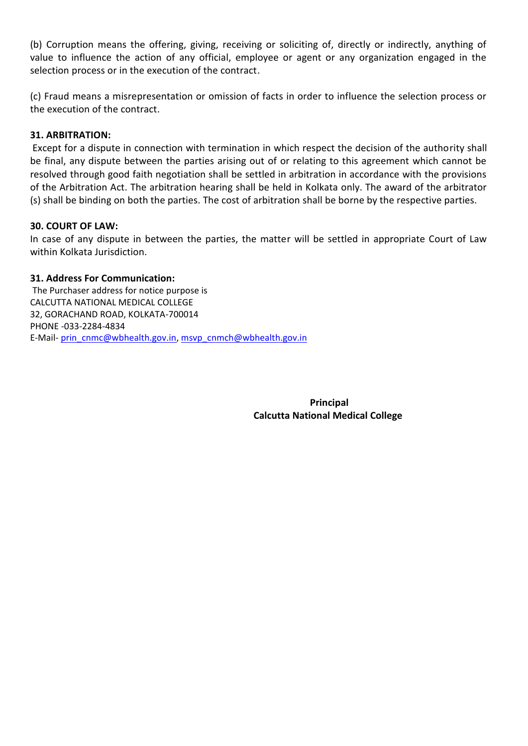(b) Corruption means the offering, giving, receiving or soliciting of, directly or indirectly, anything of value to influence the action of any official, employee or agent or any organization engaged in the selection process or in the execution of the contract.

(c) Fraud means a misrepresentation or omission of facts in order to influence the selection process or the execution of the contract.

**31. ARBITRATION:**

Except for a dispute in connection with termination in which respect the decision of the authority shall be final, any dispute between the parties arising out of or relating to this agreement which cannot be resolved through good faith negotiation shall be settled in arbitration in accordance with the provisions of the Arbitration Act. The arbitration hearing shall be held in Kolkata only. The award of the arbitrator (s) shall be binding on both the parties. The cost of arbitration shall be borne by the respective parties.

**30. COURT OF LAW:**

In case of any dispute in between the parties, the matter will be settled in appropriate Court of Law within Kolkata Jurisdiction.

**31. Address For Communication:**

The Purchaser address for notice purpose is  
CALCUTTA NATIONAL MEDICAL COLLEGE  
32, GORACHAND ROAD, KOLKATA-700014  
PHONE -033-2284-4834  
E-Mail- prin_cnmc@wbhealth.gov.in, msvp_cnmch@wbhealth.gov.in

**Principal**  
**Calcutta National Medical College**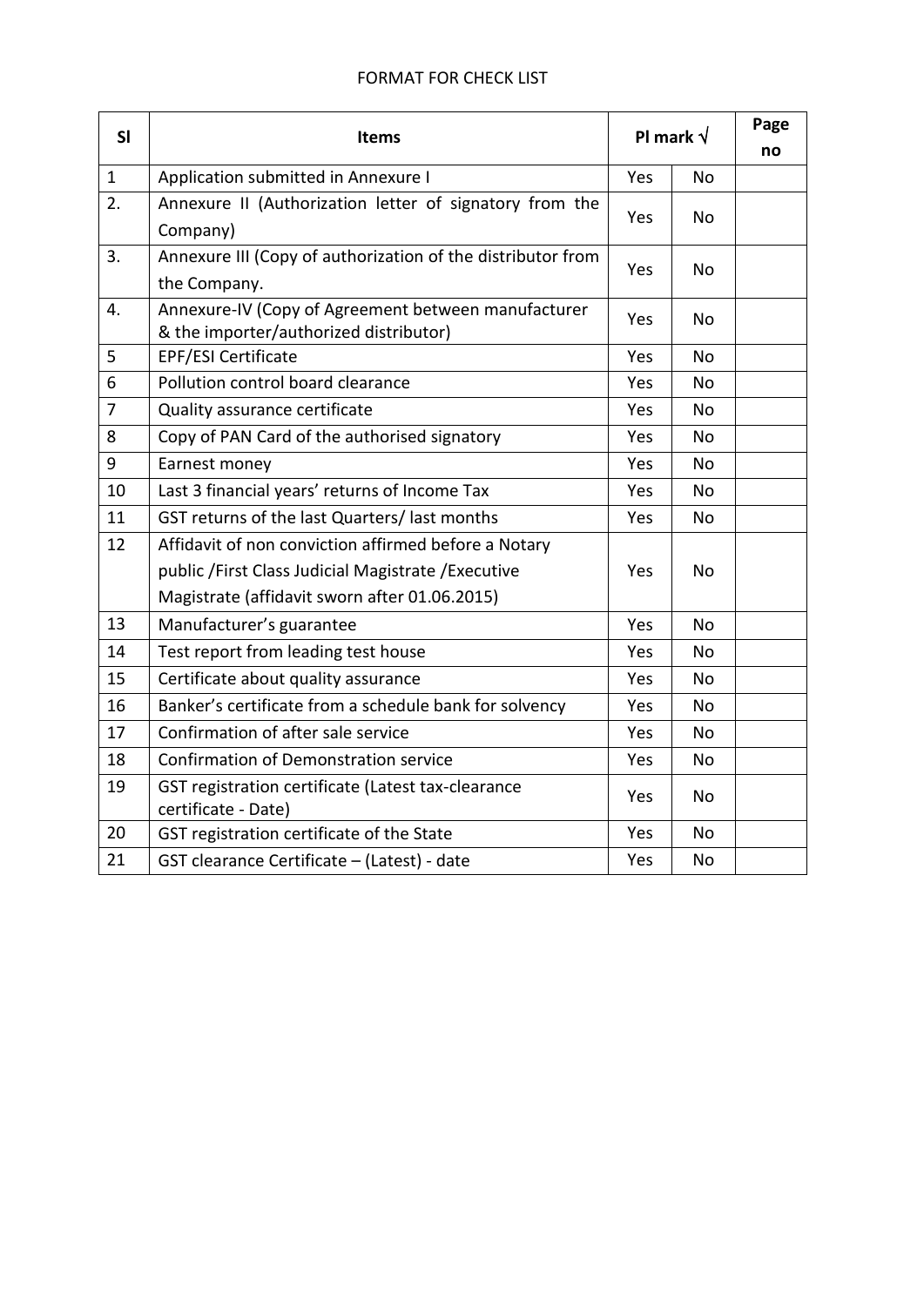FORMAT FOR CHECK LIST

| Sl | Items | Pl mark √ | | Page no |
|---|---|---|---|---|
| 1 | Application submitted in Annexure I | Yes | No | |
| 2. | Annexure II (Authorization letter of signatory from the Company) | Yes | No | |
| 3. | Annexure III (Copy of authorization of the distributor from the Company. | Yes | No | |
| 4. | Annexure-IV (Copy of Agreement between manufacturer & the importer/authorized distributor) | Yes | No | |
| 5 | EPF/ESI Certificate | Yes | No | |
| 6 | Pollution control board clearance | Yes | No | |
| 7 | Quality assurance certificate | Yes | No | |
| 8 | Copy of PAN Card of the authorised signatory | Yes | No | |
| 9 | Earnest money | Yes | No | |
| 10 | Last 3 financial years' returns of Income Tax | Yes | No | |
| 11 | GST returns of the last Quarters/ last months | Yes | No | |
| 12 | Affidavit of non conviction affirmed before a Notary public /First Class Judicial Magistrate /Executive Magistrate (affidavit sworn after 01.06.2015) | Yes | No | |
| 13 | Manufacturer's guarantee | Yes | No | |
| 14 | Test report from leading test house | Yes | No | |
| 15 | Certificate about quality assurance | Yes | No | |
| 16 | Banker's certificate from a schedule bank for solvency | Yes | No | |
| 17 | Confirmation of after sale service | Yes | No | |
| 18 | Confirmation of Demonstration service | Yes | No | |
| 19 | GST registration certificate (Latest tax-clearance certificate - Date) | Yes | No | |
| 20 | GST registration certificate of the State | Yes | No | |
| 21 | GST clearance Certificate – (Latest) - date | Yes | No | |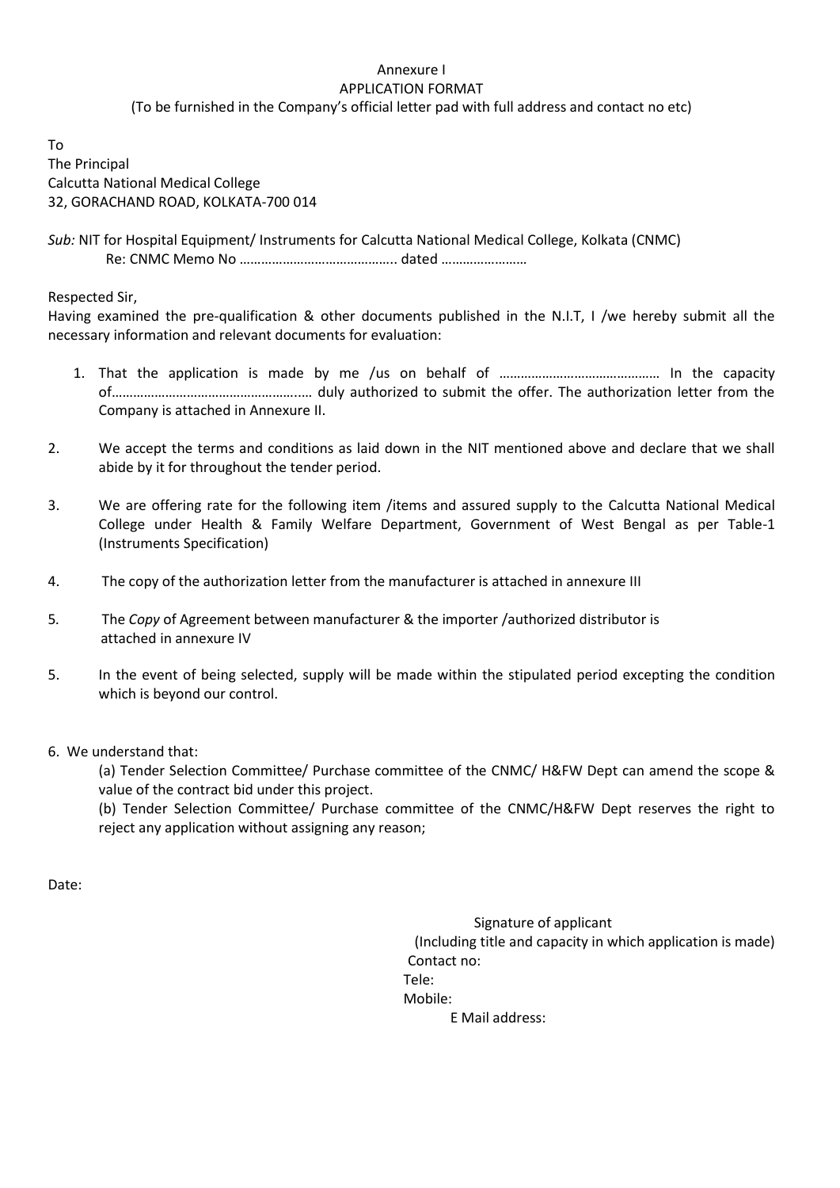Annexure I

APPLICATION FORMAT

(To be furnished in the Company's official letter pad with full address and contact no etc)

To

The Principal

Calcutta National Medical College

32, GORACHAND ROAD, KOLKATA-700 014

*Sub:* NIT for Hospital Equipment/ Instruments for Calcutta National Medical College, Kolkata (CNMC)

Re: CNMC Memo No …………………………………….. dated ……………………

Respected Sir,

Having examined the pre-qualification & other documents published in the N.I.T, I /we hereby submit all the necessary information and relevant documents for evaluation:

1. That the application is made by me /us on behalf of ……………………………………… In the capacity of………………………………………….… duly authorized to submit the offer. The authorization letter from the Company is attached in Annexure II.

2. We accept the terms and conditions as laid down in the NIT mentioned above and declare that we shall abide by it for throughout the tender period.

3. We are offering rate for the following item /items and assured supply to the Calcutta National Medical College under Health & Family Welfare Department, Government of West Bengal as per Table-1 (Instruments Specification)

4. The copy of the authorization letter from the manufacturer is attached in annexure III

5. The *Copy* of Agreement between manufacturer & the importer /authorized distributor is attached in annexure IV

5. In the event of being selected, supply will be made within the stipulated period excepting the condition which is beyond our control.

6. We understand that:

   (a) Tender Selection Committee/ Purchase committee of the CNMC/ H&FW Dept can amend the scope & value of the contract bid under this project.

   (b) Tender Selection Committee/ Purchase committee of the CNMC/H&FW Dept reserves the right to reject any application without assigning any reason;

Date:

Signature of applicant

(Including title and capacity in which application is made)

Contact no:

Tele:

Mobile:

E Mail address: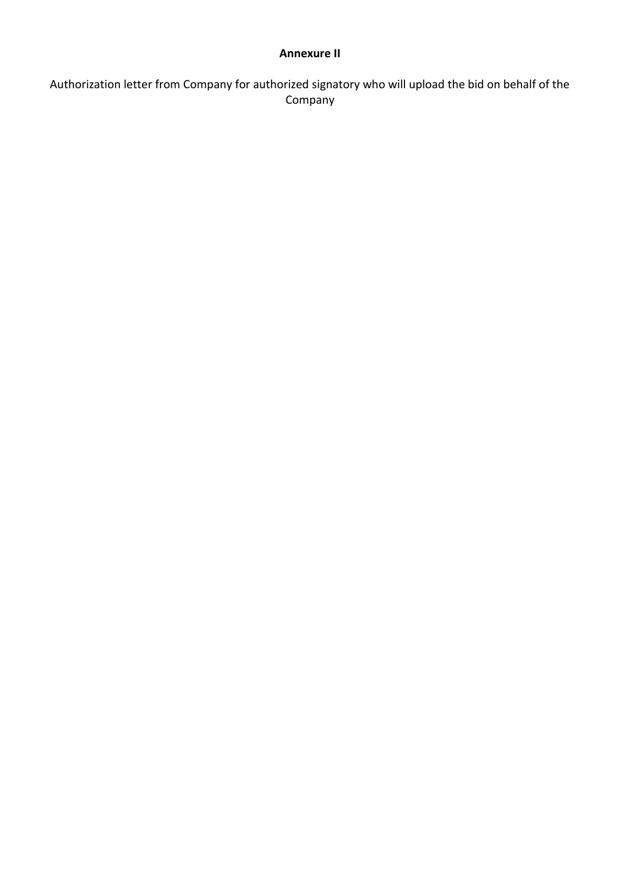**Annexure II**

Authorization letter from Company for authorized signatory who will upload the bid on behalf of the Company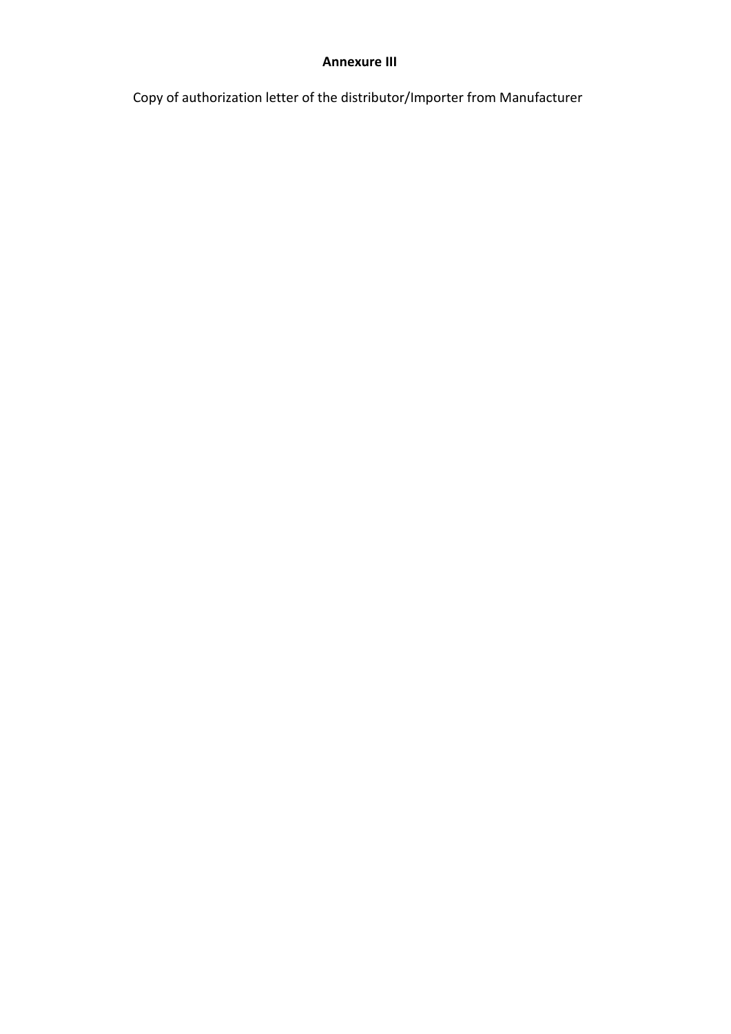**Annexure III**

Copy of authorization letter of the distributor/Importer from Manufacturer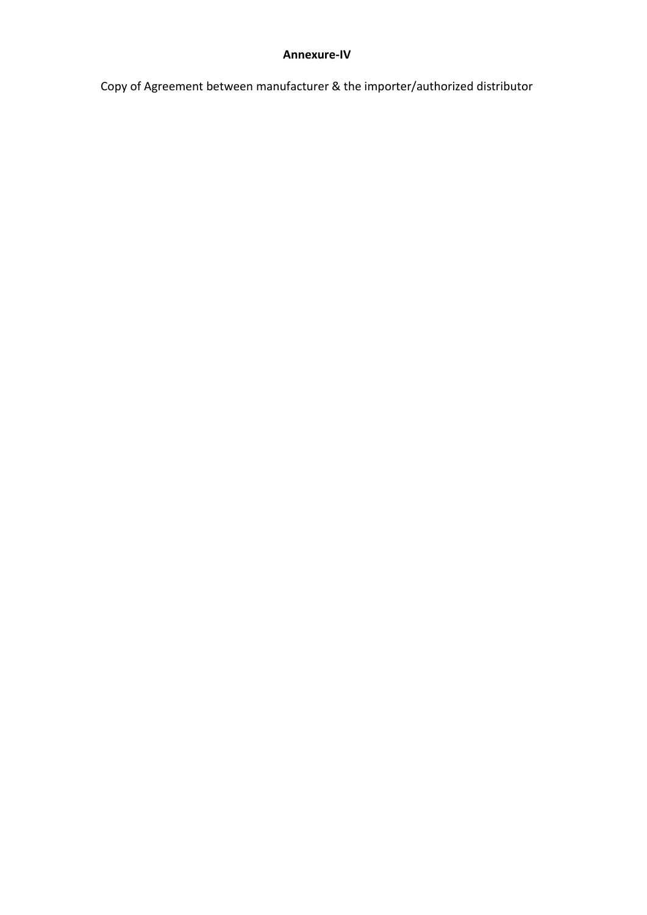**Annexure-IV**

Copy of Agreement between manufacturer & the importer/authorized distributor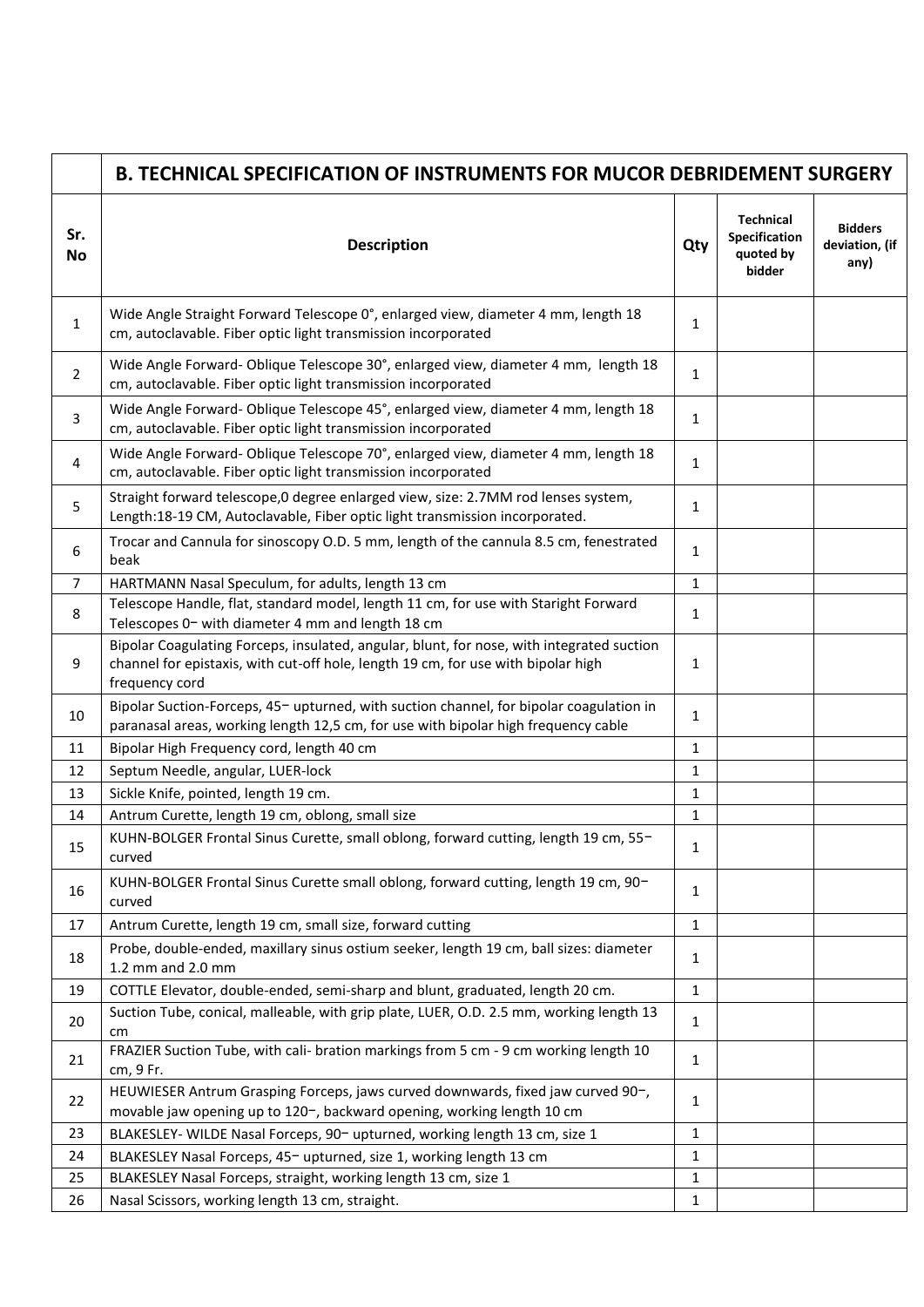| | B. TECHNICAL SPECIFICATION OF INSTRUMENTS FOR MUCOR DEBRIDEMENT SURGERY | | | |
|---|---|---|---|---|
| Sr. No | Description | Qty | Technical Specification quoted by bidder | Bidders deviation, (if any) |
| 1 | Wide Angle Straight Forward Telescope 0°, enlarged view, diameter 4 mm, length 18 cm, autoclavable. Fiber optic light transmission incorporated | 1 | | |
| 2 | Wide Angle Forward- Oblique Telescope 30°, enlarged view, diameter 4 mm, length 18 cm, autoclavable. Fiber optic light transmission incorporated | 1 | | |
| 3 | Wide Angle Forward- Oblique Telescope 45°, enlarged view, diameter 4 mm, length 18 cm, autoclavable. Fiber optic light transmission incorporated | 1 | | |
| 4 | Wide Angle Forward- Oblique Telescope 70°, enlarged view, diameter 4 mm, length 18 cm, autoclavable. Fiber optic light transmission incorporated | 1 | | |
| 5 | Straight forward telescope,0 degree enlarged view, size: 2.7MM rod lenses system, Length:18-19 CM, Autoclavable, Fiber optic light transmission incorporated. | 1 | | |
| 6 | Trocar and Cannula for sinoscopy O.D. 5 mm, length of the cannula 8.5 cm, fenestrated beak | 1 | | |
| 7 | HARTMANN Nasal Speculum, for adults, length 13 cm | 1 | | |
| 8 | Telescope Handle, flat, standard model, length 11 cm, for use with Staright Forward Telescopes 0– with diameter 4 mm and length 18 cm | 1 | | |
| 9 | Bipolar Coagulating Forceps, insulated, angular, blunt, for nose, with integrated suction channel for epistaxis, with cut-off hole, length 19 cm, for use with bipolar high frequency cord | 1 | | |
| 10 | Bipolar Suction-Forceps, 45– upturned, with suction channel, for bipolar coagulation in paranasal areas, working length 12,5 cm, for use with bipolar high frequency cable | 1 | | |
| 11 | Bipolar High Frequency cord, length 40 cm | 1 | | |
| 12 | Septum Needle, angular, LUER-lock | 1 | | |
| 13 | Sickle Knife, pointed, length 19 cm. | 1 | | |
| 14 | Antrum Curette, length 19 cm, oblong, small size | 1 | | |
| 15 | KUHN-BOLGER Frontal Sinus Curette, small oblong, forward cutting, length 19 cm, 55– curved | 1 | | |
| 16 | KUHN-BOLGER Frontal Sinus Curette small oblong, forward cutting, length 19 cm, 90– curved | 1 | | |
| 17 | Antrum Curette, length 19 cm, small size, forward cutting | 1 | | |
| 18 | Probe, double-ended, maxillary sinus ostium seeker, length 19 cm, ball sizes: diameter 1.2 mm and 2.0 mm | 1 | | |
| 19 | COTTLE Elevator, double-ended, semi-sharp and blunt, graduated, length 20 cm. | 1 | | |
| 20 | Suction Tube, conical, malleable, with grip plate, LUER, O.D. 2.5 mm, working length 13 cm | 1 | | |
| 21 | FRAZIER Suction Tube, with cali- bration markings from 5 cm - 9 cm working length 10 cm, 9 Fr. | 1 | | |
| 22 | HEUWIESER Antrum Grasping Forceps, jaws curved downwards, fixed jaw curved 90–, movable jaw opening up to 120–, backward opening, working length 10 cm | 1 | | |
| 23 | BLAKESLEY- WILDE Nasal Forceps, 90– upturned, working length 13 cm, size 1 | 1 | | |
| 24 | BLAKESLEY Nasal Forceps, 45– upturned, size 1, working length 13 cm | 1 | | |
| 25 | BLAKESLEY Nasal Forceps, straight, working length 13 cm, size 1 | 1 | | |
| 26 | Nasal Scissors, working length 13 cm, straight. | 1 | | |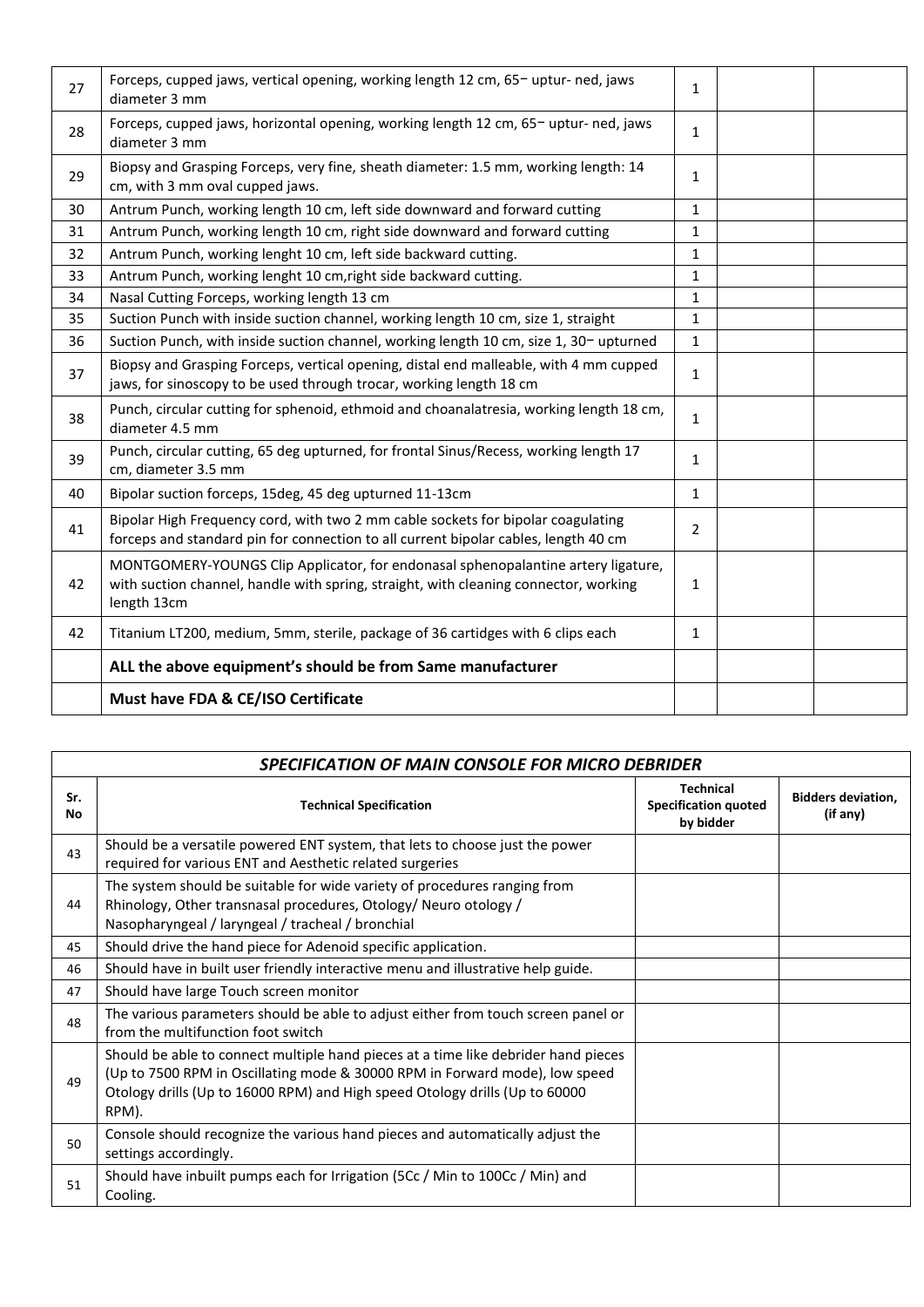| | | | | |
|---|---|---|---|---|
| 27 | Forceps, cupped jaws, vertical opening, working length 12 cm, 65− uptur- ned, jaws diameter 3 mm | 1 | | |
| 28 | Forceps, cupped jaws, horizontal opening, working length 12 cm, 65− uptur- ned, jaws diameter 3 mm | 1 | | |
| 29 | Biopsy and Grasping Forceps, very fine, sheath diameter: 1.5 mm, working length: 14 cm, with 3 mm oval cupped jaws. | 1 | | |
| 30 | Antrum Punch, working length 10 cm, left side downward and forward cutting | 1 | | |
| 31 | Antrum Punch, working length 10 cm, right side downward and forward cutting | 1 | | |
| 32 | Antrum Punch, working lenght 10 cm, left side backward cutting. | 1 | | |
| 33 | Antrum Punch, working lenght 10 cm,right side backward cutting. | 1 | | |
| 34 | Nasal Cutting Forceps, working length 13 cm | 1 | | |
| 35 | Suction Punch with inside suction channel, working length 10 cm, size 1, straight | 1 | | |
| 36 | Suction Punch, with inside suction channel, working length 10 cm, size 1, 30− upturned | 1 | | |
| 37 | Biopsy and Grasping Forceps, vertical opening, distal end malleable, with 4 mm cupped jaws, for sinoscopy to be used through trocar, working length 18 cm | 1 | | |
| 38 | Punch, circular cutting for sphenoid, ethmoid and choanalatresia, working length 18 cm, diameter 4.5 mm | 1 | | |
| 39 | Punch, circular cutting, 65 deg upturned, for frontal Sinus/Recess, working length 17 cm, diameter 3.5 mm | 1 | | |
| 40 | Bipolar suction forceps, 15deg, 45 deg upturned 11-13cm | 1 | | |
| 41 | Bipolar High Frequency cord, with two 2 mm cable sockets for bipolar coagulating forceps and standard pin for connection to all current bipolar cables, length 40 cm | 2 | | |
| 42 | MONTGOMERY-YOUNGS Clip Applicator, for endonasal sphenopalatine artery ligature, with suction channel, handle with spring, straight, with cleaning connector, working length 13cm | 1 | | |
| 42 | Titanium LT200, medium, 5mm, sterile, package of 36 cartidges with 6 clips each | 1 | | |
| | **ALL the above equipment's should be from Same manufacturer** | | | |
| | **Must have FDA & CE/ISO Certificate** | | | |

| ***SPECIFICATION OF MAIN CONSOLE FOR MICRO DEBRIDER*** | | | |
|---|---|---|---|
| **Sr. No** | **Technical Specification** | **Technical Specification quoted by bidder** | **Bidders deviation, (if any)** |
| 43 | Should be a versatile powered ENT system, that lets to choose just the power required for various ENT and Aesthetic related surgeries | | |
| 44 | The system should be suitable for wide variety of procedures ranging from Rhinology, Other transnasal procedures, Otology/ Neuro otology / Nasopharyngeal / laryngeal / tracheal / bronchial | | |
| 45 | Should drive the hand piece for Adenoid specific application. | | |
| 46 | Should have in built user friendly interactive menu and illustrative help guide. | | |
| 47 | Should have large Touch screen monitor | | |
| 48 | The various parameters should be able to adjust either from touch screen panel or from the multifunction foot switch | | |
| 49 | Should be able to connect multiple hand pieces at a time like debrider hand pieces (Up to 7500 RPM in Oscillating mode & 30000 RPM in Forward mode), low speed Otology drills (Up to 16000 RPM) and High speed Otology drills (Up to 60000 RPM). | | |
| 50 | Console should recognize the various hand pieces and automatically adjust the settings accordingly. | | |
| 51 | Should have inbuilt pumps each for Irrigation (5Cc / Min to 100Cc / Min) and Cooling. | | |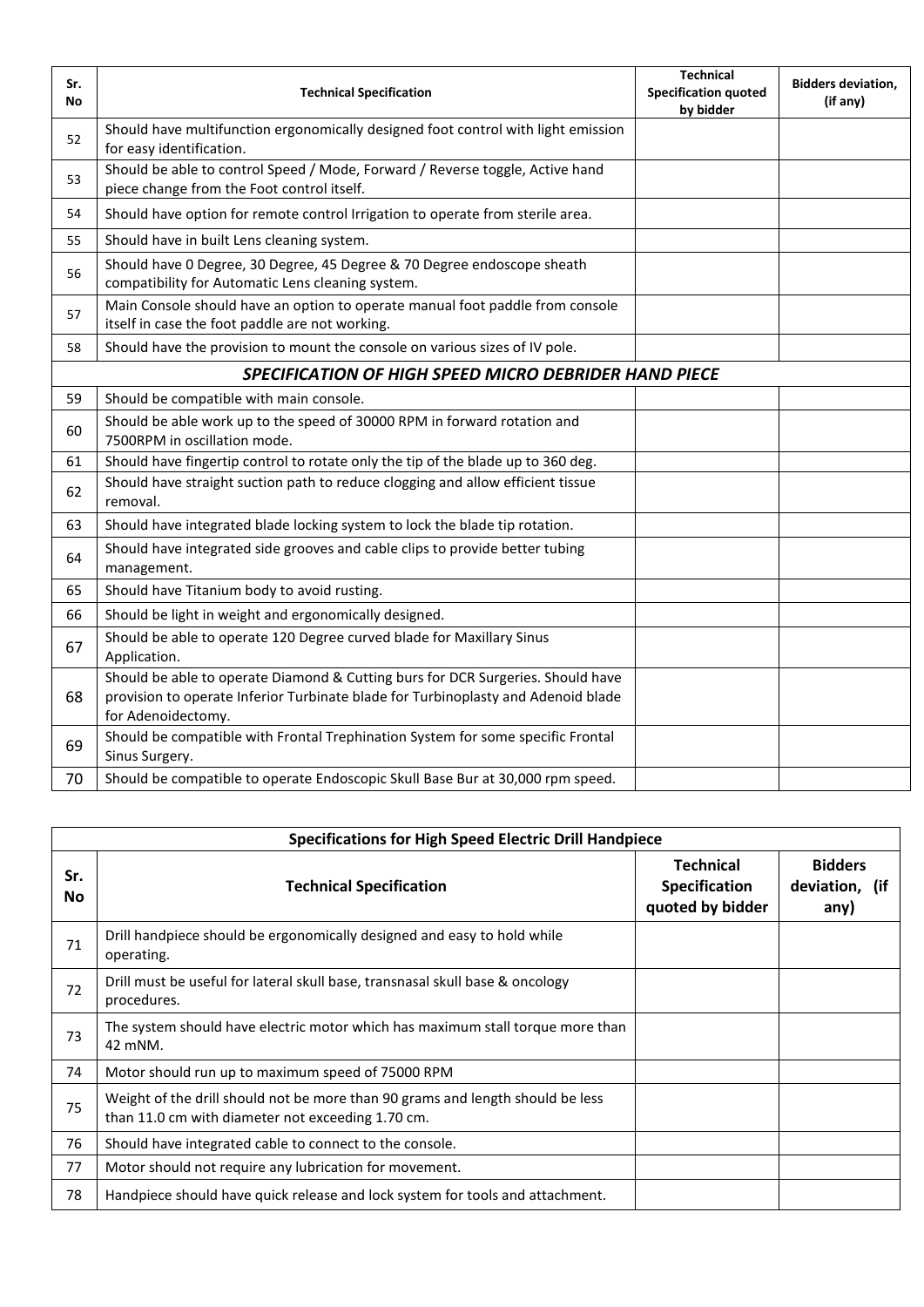| Sr. No | Technical Specification | Technical Specification quoted by bidder | Bidders deviation, (if any) |
|---|---|---|---|
| 52 | Should have multifunction ergonomically designed foot control with light emission for easy identification. | | |
| 53 | Should be able to control Speed / Mode, Forward / Reverse toggle, Active hand piece change from the Foot control itself. | | |
| 54 | Should have option for remote control Irrigation to operate from sterile area. | | |
| 55 | Should have in built Lens cleaning system. | | |
| 56 | Should have 0 Degree, 30 Degree, 45 Degree & 70 Degree endoscope sheath compatibility for Automatic Lens cleaning system. | | |
| 57 | Main Console should have an option to operate manual foot paddle from console itself in case the foot paddle are not working. | | |
| 58 | Should have the provision to mount the console on various sizes of IV pole. | | |
| | ***SPECIFICATION OF HIGH SPEED MICRO DEBRIDER HAND PIECE*** | | |
| 59 | Should be compatible with main console. | | |
| 60 | Should be able work up to the speed of 30000 RPM in forward rotation and 7500RPM in oscillation mode. | | |
| 61 | Should have fingertip control to rotate only the tip of the blade up to 360 deg. | | |
| 62 | Should have straight suction path to reduce clogging and allow efficient tissue removal. | | |
| 63 | Should have integrated blade locking system to lock the blade tip rotation. | | |
| 64 | Should have integrated side grooves and cable clips to provide better tubing management. | | |
| 65 | Should have Titanium body to avoid rusting. | | |
| 66 | Should be light in weight and ergonomically designed. | | |
| 67 | Should be able to operate 120 Degree curved blade for Maxillary Sinus Application. | | |
| 68 | Should be able to operate Diamond & Cutting burs for DCR Surgeries. Should have provision to operate Inferior Turbinate blade for Turbinoplasty and Adenoid blade for Adenoidectomy. | | |
| 69 | Should be compatible with Frontal Trephination System for some specific Frontal Sinus Surgery. | | |
| 70 | Should be compatible to operate Endoscopic Skull Base Bur at 30,000 rpm speed. | | |

**Specifications for High Speed Electric Drill Handpiece**

| Sr. No | Technical Specification | Technical Specification quoted by bidder | Bidders deviation, (if any) |
|---|---|---|---|
| 71 | Drill handpiece should be ergonomically designed and easy to hold while operating. | | |
| 72 | Drill must be useful for lateral skull base, transnasal skull base & oncology procedures. | | |
| 73 | The system should have electric motor which has maximum stall torque more than 42 mNM. | | |
| 74 | Motor should run up to maximum speed of 75000 RPM | | |
| 75 | Weight of the drill should not be more than 90 grams and length should be less than 11.0 cm with diameter not exceeding 1.70 cm. | | |
| 76 | Should have integrated cable to connect to the console. | | |
| 77 | Motor should not require any lubrication for movement. | | |
| 78 | Handpiece should have quick release and lock system for tools and attachment. | | |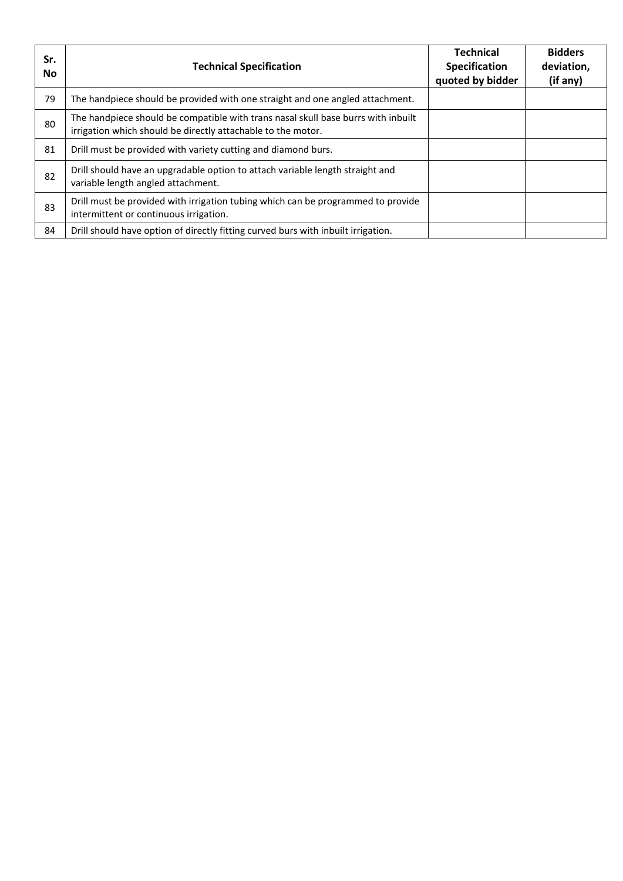| Sr. No | Technical Specification | Technical Specification quoted by bidder | Bidders deviation, (if any) |
|---|---|---|---|
| 79 | The handpiece should be provided with one straight and one angled attachment. | | |
| 80 | The handpiece should be compatible with trans nasal skull base burrs with inbuilt irrigation which should be directly attachable to the motor. | | |
| 81 | Drill must be provided with variety cutting and diamond burs. | | |
| 82 | Drill should have an upgradable option to attach variable length straight and variable length angled attachment. | | |
| 83 | Drill must be provided with irrigation tubing which can be programmed to provide intermittent or continuous irrigation. | | |
| 84 | Drill should have option of directly fitting curved burs with inbuilt irrigation. | | |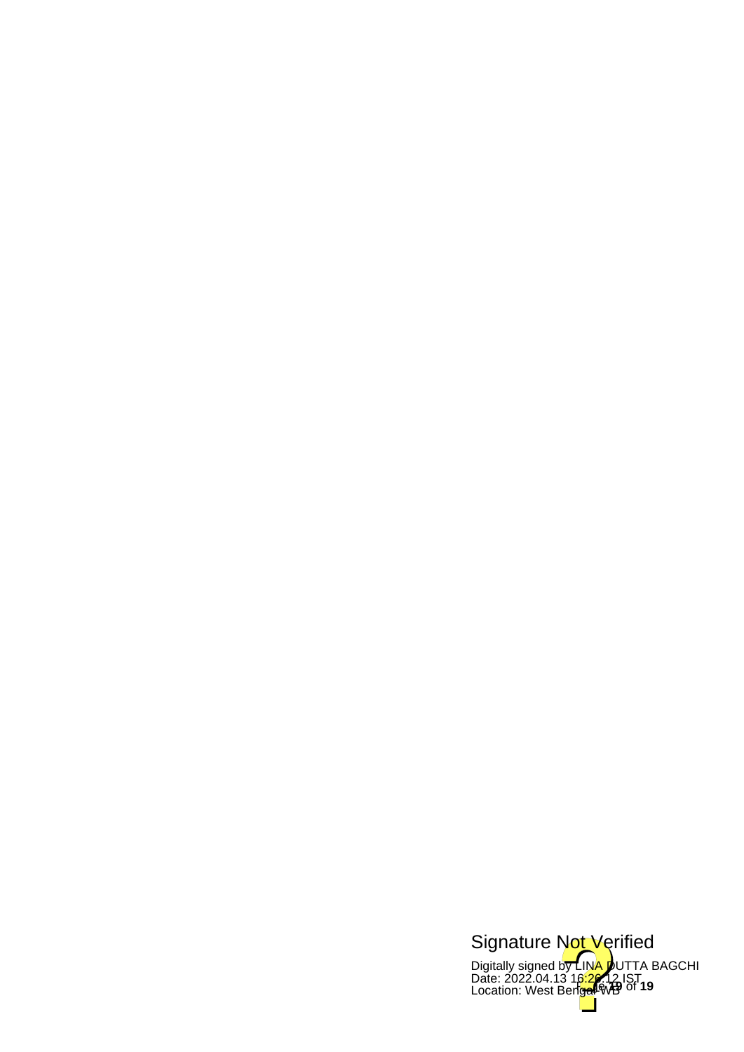Signature Not Verified

Digitally signed by LINA DUTTA BAGCHI
Date: 2022.04.13 16:26:12 IST
Location: West Bengal-WB